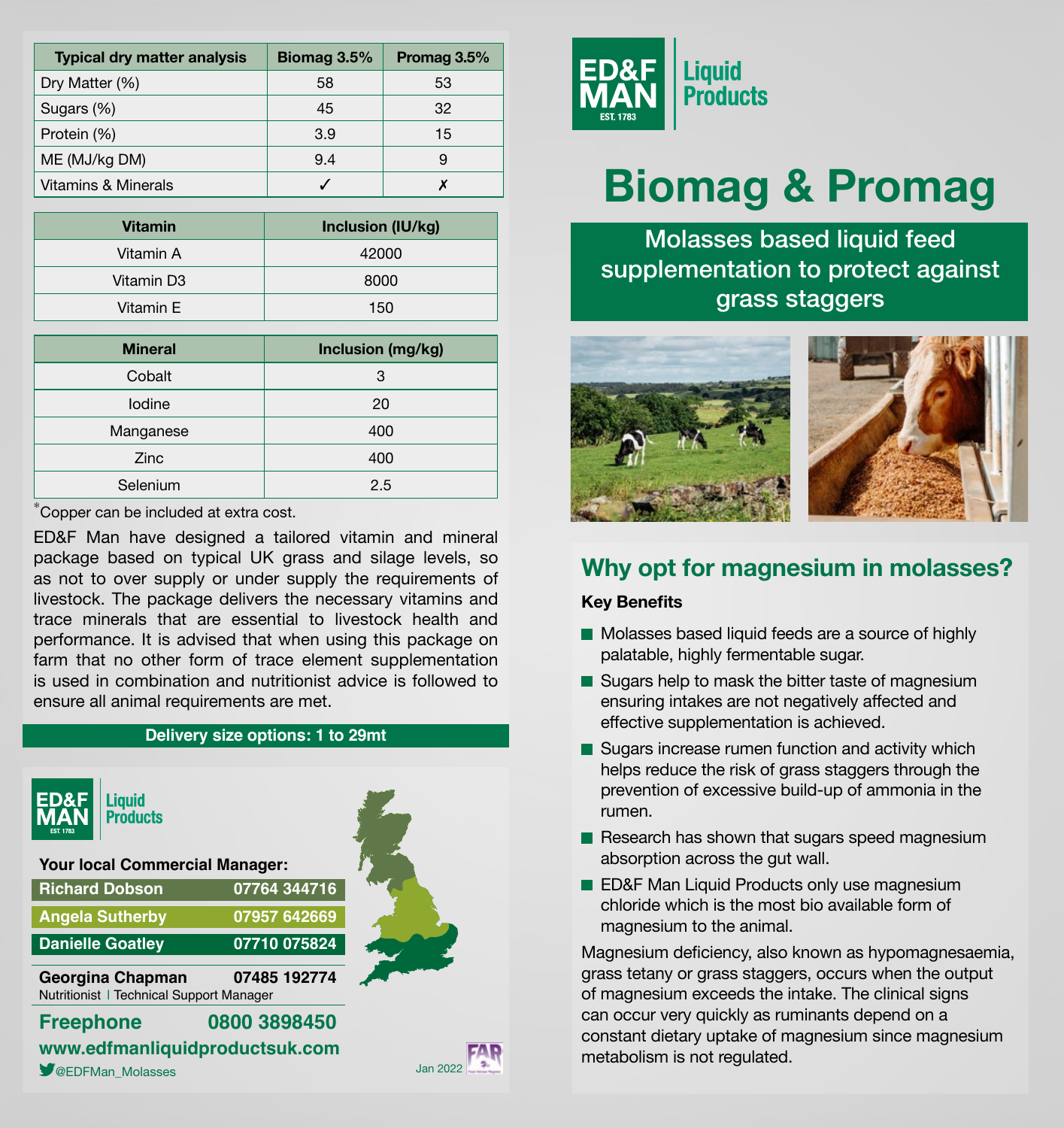| Typical dry matter analysis | Biomag 3.5% | Promag 3.5% |
| --- | --- | --- |
| Dry Matter (%) | 58 | 53 |
| Sugars (%) | 45 | 32 |
| Protein (%) | 3.9 | 15 |
| ME (MJ/kg DM) | 9.4 | 9 |
| Vitamins & Minerals | ✓ | ✗ |

| Vitamin | Inclusion (IU/kg) |
| --- | --- |
| Vitamin A | 42000 |
| Vitamin D3 | 8000 |
| Vitamin E | 150 |

| Mineral | Inclusion (mg/kg) |
| --- | --- |
| Cobalt | 3 |
| Iodine | 20 |
| Manganese | 400 |
| Zinc | 400 |
| Selenium | 2.5 |

*Copper can be included at extra cost.

ED&F Man have designed a tailored vitamin and mineral package based on typical UK grass and silage levels, so as not to over supply or under supply the requirements of livestock. The package delivers the necessary vitamins and trace minerals that are essential to livestock health and performance. It is advised that when using this package on farm that no other form of trace element supplementation is used in combination and nutritionist advice is followed to ensure all animal requirements are met.

**Delivery size options: 1 to 29mt**

ED&F MAN EST. 1783 Liquid Products

**Your local Commercial Manager:**

| Name | Phone |
| --- | --- |
| Richard Dobson | 07764 344716 |
| Angela Sutherby | 07957 642669 |
| Danielle Goatley | 07710 075824 |

**Georgina Chapman** 07485 192774
Nutritionist | Technical Support Manager

**Freephone 0800 3898450**

**www.edfmanliquidproductsuk.com**

@EDFMan_Molasses

Jan 2022

ED&F MAN EST. 1783 Liquid Products

# Biomag & Promag

## Molasses based liquid feed supplementation to protect against grass staggers

## Why opt for magnesium in molasses?

**Key Benefits**

- Molasses based liquid feeds are a source of highly palatable, highly fermentable sugar.
- Sugars help to mask the bitter taste of magnesium ensuring intakes are not negatively affected and effective supplementation is achieved.
- Sugars increase rumen function and activity which helps reduce the risk of grass staggers through the prevention of excessive build-up of ammonia in the rumen.
- Research has shown that sugars speed magnesium absorption across the gut wall.
- ED&F Man Liquid Products only use magnesium chloride which is the most bio available form of magnesium to the animal.

Magnesium deficiency, also known as hypomagnesaemia, grass tetany or grass staggers, occurs when the output of magnesium exceeds the intake. The clinical signs can occur very quickly as ruminants depend on a constant dietary uptake of magnesium since magnesium metabolism is not regulated.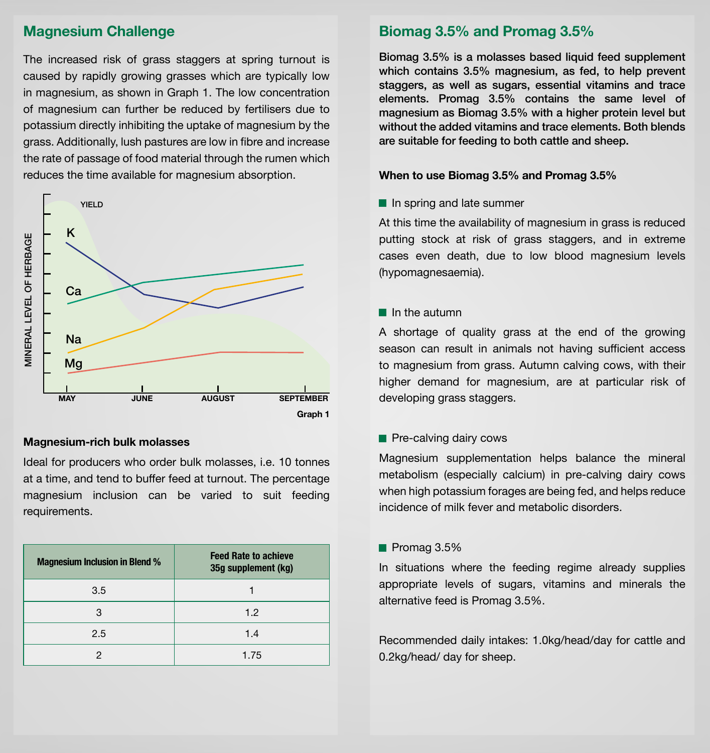## Magnesium Challenge

The increased risk of grass staggers at spring turnout is caused by rapidly growing grasses which are typically low in magnesium, as shown in Graph 1. The low concentration of magnesium can further be reduced by fertilisers due to potassium directly inhibiting the uptake of magnesium by the grass. Additionally, lush pastures are low in fibre and increase the rate of passage of food material through the rumen which reduces the time available for magnesium absorption.

YIELD

K

Ca

Na

Mg

MINERAL LEVEL OF HERBAGE

MAY JUNE AUGUST SEPTEMBER

Graph 1

### Magnesium-rich bulk molasses

Ideal for producers who order bulk molasses, i.e. 10 tonnes at a time, and tend to buffer feed at turnout. The percentage magnesium inclusion can be varied to suit feeding requirements.

| Magnesium Inclusion in Blend % | Feed Rate to achieve 35g supplement (kg) |
|---|---|
| 3.5 | 1 |
| 3 | 1.2 |
| 2.5 | 1.4 |
| 2 | 1.75 |

## Biomag 3.5% and Promag 3.5%

**Biomag 3.5% is a molasses based liquid feed supplement which contains 3.5% magnesium, as fed, to help prevent staggers, as well as sugars, essential vitamins and trace elements. Promag 3.5% contains the same level of magnesium as Biomag 3.5% with a higher protein level but without the added vitamins and trace elements. Both blends are suitable for feeding to both cattle and sheep.**

### When to use Biomag 3.5% and Promag 3.5%

- In spring and late summer

At this time the availability of magnesium in grass is reduced putting stock at risk of grass staggers, and in extreme cases even death, due to low blood magnesium levels (hypomagnesaemia).

- In the autumn

A shortage of quality grass at the end of the growing season can result in animals not having sufficient access to magnesium from grass. Autumn calving cows, with their higher demand for magnesium, are at particular risk of developing grass staggers.

- Pre-calving dairy cows

Magnesium supplementation helps balance the mineral metabolism (especially calcium) in pre-calving dairy cows when high potassium forages are being fed, and helps reduce incidence of milk fever and metabolic disorders.

- Promag 3.5%

In situations where the feeding regime already supplies appropriate levels of sugars, vitamins and minerals the alternative feed is Promag 3.5%.

Recommended daily intakes: 1.0kg/head/day for cattle and 0.2kg/head/ day for sheep.